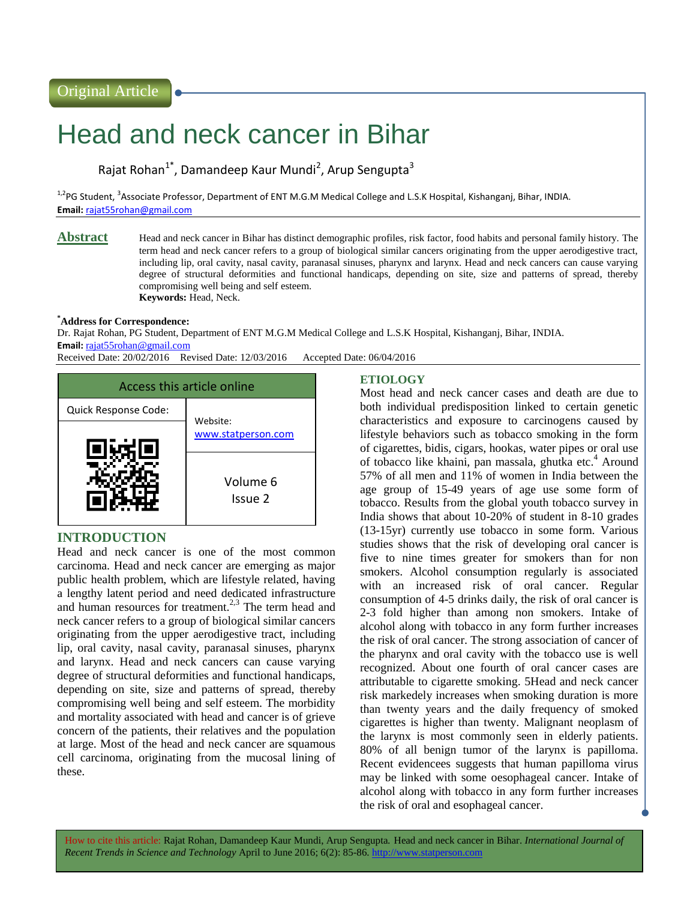Original Article

# Head and neck cancer in Bihar

Rajat Rohan[1*], Damandeep Kaur Mundi[2], Arup Sengupta[3]

[1,2]PG Student, [3]Associate Professor, Department of ENT M.G.M Medical College and L.S.K Hospital, Kishanganj, Bihar, INDIA.
**Email:** rajat55rohan@gmail.com

## Abstract

Head and neck cancer in Bihar has distinct demographic profiles, risk factor, food habits and personal family history. The term head and neck cancer refers to a group of biological similar cancers originating from the upper aerodigestive tract, including lip, oral cavity, nasal cavity, paranasal sinuses, pharynx and larynx. Head and neck cancers can cause varying degree of structural deformities and functional handicaps, depending on site, size and patterns of spread, thereby compromising well being and self esteem.

**Keywords:** Head, Neck.

**[*]Address for Correspondence:**
Dr. Rajat Rohan, PG Student, Department of ENT M.G.M Medical College and L.S.K Hospital, Kishanganj, Bihar, INDIA.
**Email:** rajat55rohan@gmail.com

Received Date: 20/02/2016 Revised Date: 12/03/2016 Accepted Date: 06/04/2016

| Access this article online | |
|---|---|
| Quick Response Code: | Website: www.statperson.com |
| | Volume 6 Issue 2 |

## INTRODUCTION

Head and neck cancer is one of the most common carcinoma. Head and neck cancer are emerging as major public health problem, which are lifestyle related, having a lengthy latent period and need dedicated infrastructure and human resources for treatment.[2,3] The term head and neck cancer refers to a group of biological similar cancers originating from the upper aerodigestive tract, including lip, oral cavity, nasal cavity, paranasal sinuses, pharynx and larynx. Head and neck cancers can cause varying degree of structural deformities and functional handicaps, depending on site, size and patterns of spread, thereby compromising well being and self esteem. The morbidity and mortality associated with head and cancer is of grieve concern of the patients, their relatives and the population at large. Most of the head and neck cancer are squamous cell carcinoma, originating from the mucosal lining of these.

## ETIOLOGY

Most head and neck cancer cases and death are due to both individual predisposition linked to certain genetic characteristics and exposure to carcinogens caused by lifestyle behaviors such as tobacco smoking in the form of cigarettes, bidis, cigars, hookas, water pipes or oral use of tobacco like khaini, pan massala, ghutka etc.[4] Around 57% of all men and 11% of women in India between the age group of 15-49 years of age use some form of tobacco. Results from the global youth tobacco survey in India shows that about 10-20% of student in 8-10 grades (13-15yr) currently use tobacco in some form. Various studies shows that the risk of developing oral cancer is five to nine times greater for smokers than for non smokers. Alcohol consumption regularly is associated with an increased risk of oral cancer. Regular consumption of 4-5 drinks daily, the risk of oral cancer is 2-3 fold higher than among non smokers. Intake of alcohol along with tobacco in any form further increases the risk of oral cancer. The strong association of cancer of the pharynx and oral cavity with the tobacco use is well recognized. About one fourth of oral cancer cases are attributable to cigarette smoking. 5Head and neck cancer risk markedely increases when smoking duration is more than twenty years and the daily frequency of smoked cigarettes is higher than twenty. Malignant neoplasm of the larynx is most commonly seen in elderly patients. 80% of all benign tumor of the larynx is papilloma. Recent evidencees suggests that human papilloma virus may be linked with some oesophageal cancer. Intake of alcohol along with tobacco in any form further increases the risk of oral and esophageal cancer.

How to cite this article: Rajat Rohan, Damandeep Kaur Mundi, Arup Sengupta. Head and neck cancer in Bihar. *International Journal of Recent Trends in Science and Technology* April to June 2016; 6(2): 85-86. http://www.statperson.com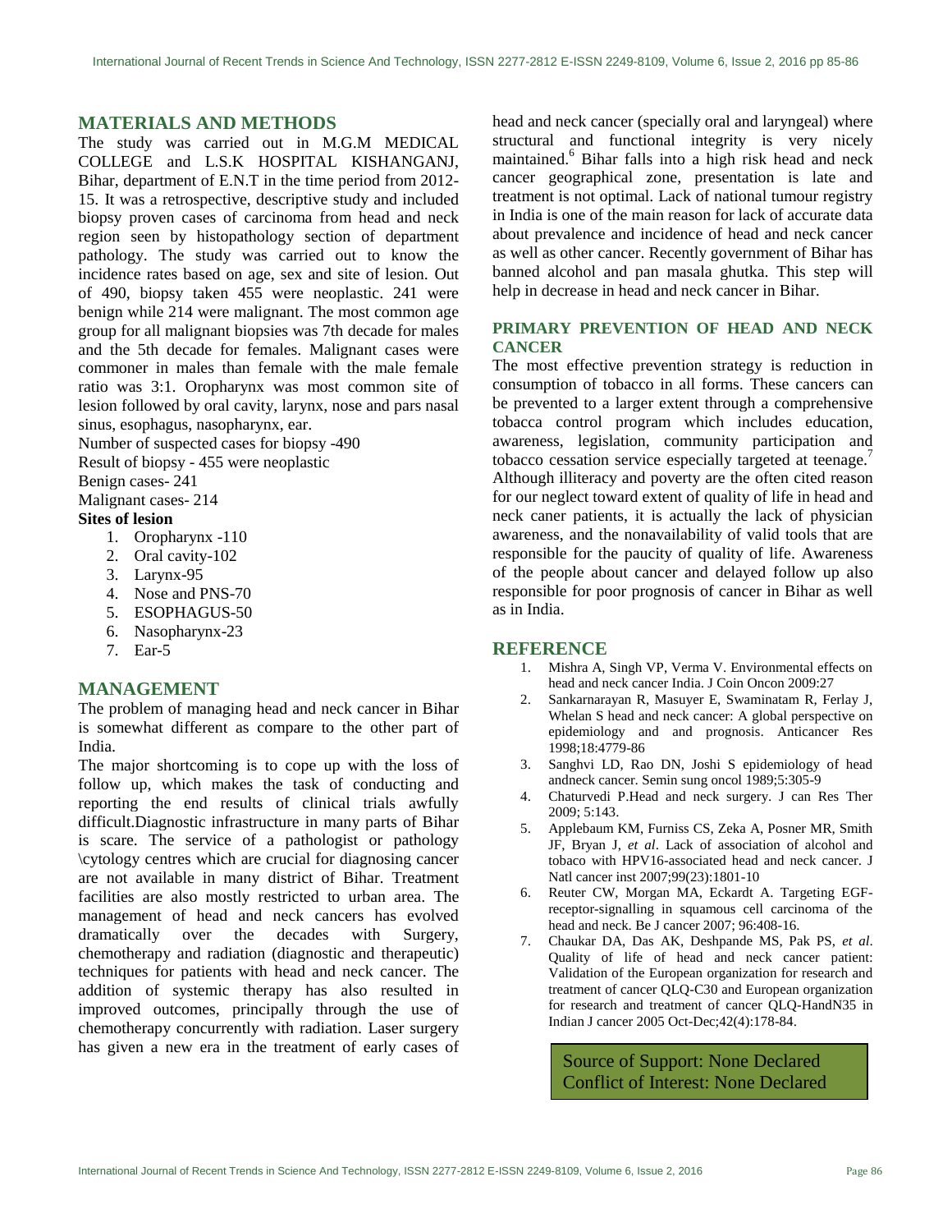## MATERIALS AND METHODS

The study was carried out in M.G.M MEDICAL COLLEGE and L.S.K HOSPITAL KISHANGANJ, Bihar, department of E.N.T in the time period from 2012-15. It was a retrospective, descriptive study and included biopsy proven cases of carcinoma from head and neck region seen by histopathology section of department pathology. The study was carried out to know the incidence rates based on age, sex and site of lesion. Out of 490, biopsy taken 455 were neoplastic. 241 were benign while 214 were malignant. The most common age group for all malignant biopsies was 7th decade for males and the 5th decade for females. Malignant cases were commoner in males than female with the male female ratio was 3:1. Oropharynx was most common site of lesion followed by oral cavity, larynx, nose and pars nasal sinus, esophagus, nasopharynx, ear.

Number of suspected cases for biopsy -490

Result of biopsy - 455 were neoplastic

Benign cases- 241

Malignant cases- 214

**Sites of lesion**

1. Oropharynx -110
2. Oral cavity-102
3. Larynx-95
4. Nose and PNS-70
5. ESOPHAGUS-50
6. Nasopharynx-23
7. Ear-5

## MANAGEMENT

The problem of managing head and neck cancer in Bihar is somewhat different as compare to the other part of India.

The major shortcoming is to cope up with the loss of follow up, which makes the task of conducting and reporting the end results of clinical trials awfully difficult.Diagnostic infrastructure in many parts of Bihar is scare. The service of a pathologist or pathology \cytology centres which are crucial for diagnosing cancer are not available in many district of Bihar. Treatment facilities are also mostly restricted to urban area. The management of head and neck cancers has evolved dramatically over the decades with Surgery, chemotherapy and radiation (diagnostic and therapeutic) techniques for patients with head and neck cancer. The addition of systemic therapy has also resulted in improved outcomes, principally through the use of chemotherapy concurrently with radiation. Laser surgery has given a new era in the treatment of early cases of head and neck cancer (specially oral and laryngeal) where structural and functional integrity is very nicely maintained.[6] Bihar falls into a high risk head and neck cancer geographical zone, presentation is late and treatment is not optimal. Lack of national tumour registry in India is one of the main reason for lack of accurate data about prevalence and incidence of head and neck cancer as well as other cancer. Recently government of Bihar has banned alcohol and pan masala ghutka. This step will help in decrease in head and neck cancer in Bihar.

### PRIMARY PREVENTION OF HEAD AND NECK CANCER

The most effective prevention strategy is reduction in consumption of tobacco in all forms. These cancers can be prevented to a larger extent through a comprehensive tobacca control program which includes education, awareness, legislation, community participation and tobacco cessation service especially targeted at teenage.[7] Although illiteracy and poverty are the often cited reason for our neglect toward extent of quality of life in head and neck caner patients, it is actually the lack of physician awareness, and the nonavailability of valid tools that are responsible for the paucity of quality of life. Awareness of the people about cancer and delayed follow up also responsible for poor prognosis of cancer in Bihar as well as in India.

## REFERENCE

1. Mishra A, Singh VP, Verma V. Environmental effects on head and neck cancer India. J Coin Oncon 2009:27
2. Sankarnarayan R, Masuyer E, Swaminatam R, Ferlay J, Whelan S head and neck cancer: A global perspective on epidemiology and and prognosis. Anticancer Res 1998;18:4779-86
3. Sanghvi LD, Rao DN, Joshi S epidemiology of head andneck cancer. Semin sung oncol 1989;5:305-9
4. Chaturvedi P.Head and neck surgery. J can Res Ther 2009; 5:143.
5. Applebaum KM, Furniss CS, Zeka A, Posner MR, Smith JF, Bryan J, *et al*. Lack of association of alcohol and tobaco with HPV16-associated head and neck cancer. J Natl cancer inst 2007;99(23):1801-10
6. Reuter CW, Morgan MA, Eckardt A. Targeting EGF-receptor-signalling in squamous cell carcinoma of the head and neck. Be J cancer 2007; 96:408-16.
7. Chaukar DA, Das AK, Deshpande MS, Pak PS, *et al*. Quality of life of head and neck cancer patient: Validation of the European organization for research and treatment of cancer QLQ-C30 and European organization for research and treatment of cancer QLQ-HandN35 in Indian J cancer 2005 Oct-Dec;42(4):178-84.

Source of Support: None Declared
Conflict of Interest: None Declared